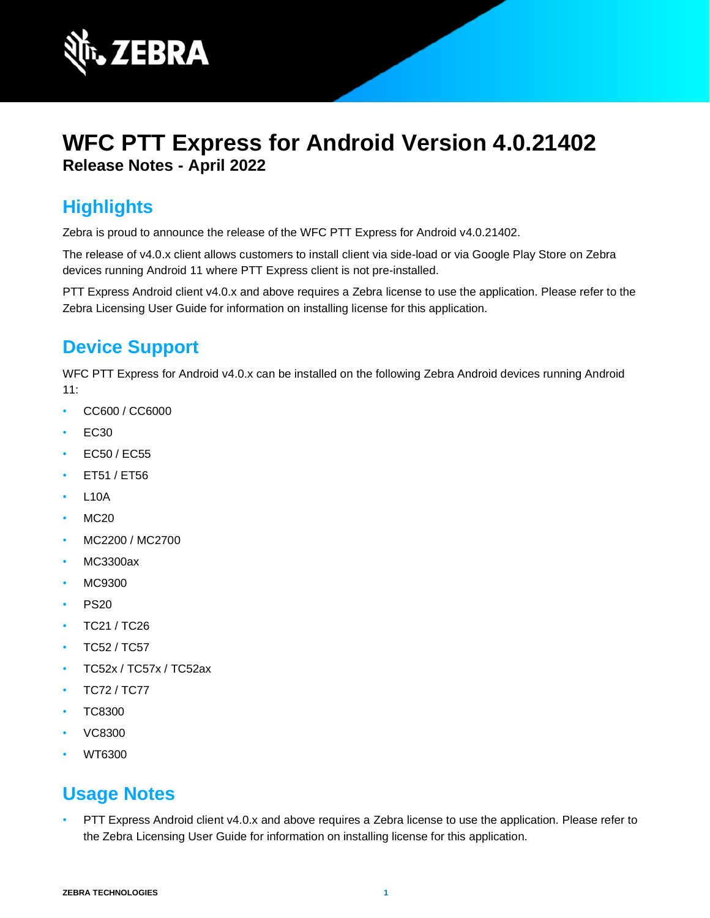# WFC PTT Express for Android Version 4.0.21402

**Release Notes - April 2022**

## Highlights

Zebra is proud to announce the release of the WFC PTT Express for Android v4.0.21402.

The release of v4.0.x client allows customers to install client via side-load or via Google Play Store on Zebra devices running Android 11 where PTT Express client is not pre-installed.

PTT Express Android client v4.0.x and above requires a Zebra license to use the application. Please refer to the Zebra Licensing User Guide for information on installing license for this application.

## Device Support

WFC PTT Express for Android v4.0.x can be installed on the following Zebra Android devices running Android 11:

- CC600 / CC6000
- EC30
- EC50 / EC55
- ET51 / ET56
- L10A
- MC20
- MC2200 / MC2700
- MC3300ax
- MC9300
- PS20
- TC21 / TC26
- TC52 / TC57
- TC52x / TC57x / TC52ax
- TC72 / TC77
- TC8300
- VC8300
- WT6300

## Usage Notes

- PTT Express Android client v4.0.x and above requires a Zebra license to use the application. Please refer to the Zebra Licensing User Guide for information on installing license for this application.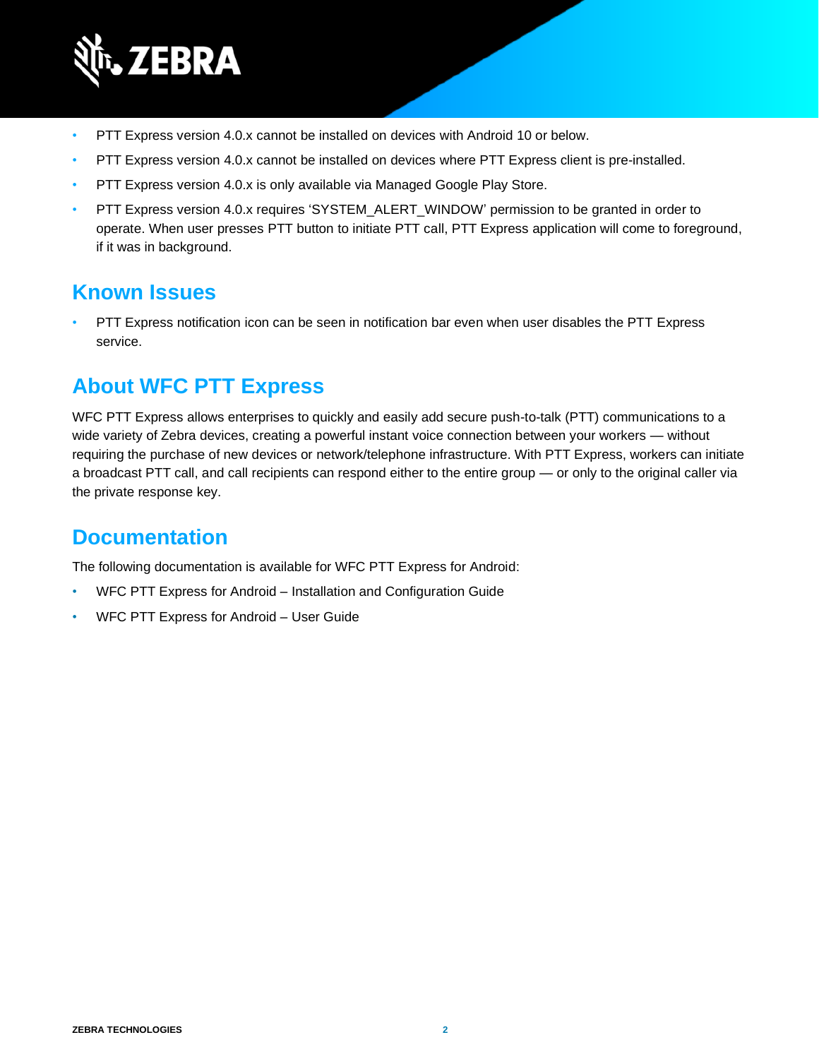- PTT Express version 4.0.x cannot be installed on devices with Android 10 or below.
- PTT Express version 4.0.x cannot be installed on devices where PTT Express client is pre-installed.
- PTT Express version 4.0.x is only available via Managed Google Play Store.
- PTT Express version 4.0.x requires 'SYSTEM_ALERT_WINDOW' permission to be granted in order to operate. When user presses PTT button to initiate PTT call, PTT Express application will come to foreground, if it was in background.

## Known Issues

- PTT Express notification icon can be seen in notification bar even when user disables the PTT Express service.

## About WFC PTT Express

WFC PTT Express allows enterprises to quickly and easily add secure push-to-talk (PTT) communications to a wide variety of Zebra devices, creating a powerful instant voice connection between your workers — without requiring the purchase of new devices or network/telephone infrastructure. With PTT Express, workers can initiate a broadcast PTT call, and call recipients can respond either to the entire group — or only to the original caller via the private response key.

## Documentation

The following documentation is available for WFC PTT Express for Android:

- WFC PTT Express for Android – Installation and Configuration Guide
- WFC PTT Express for Android – User Guide